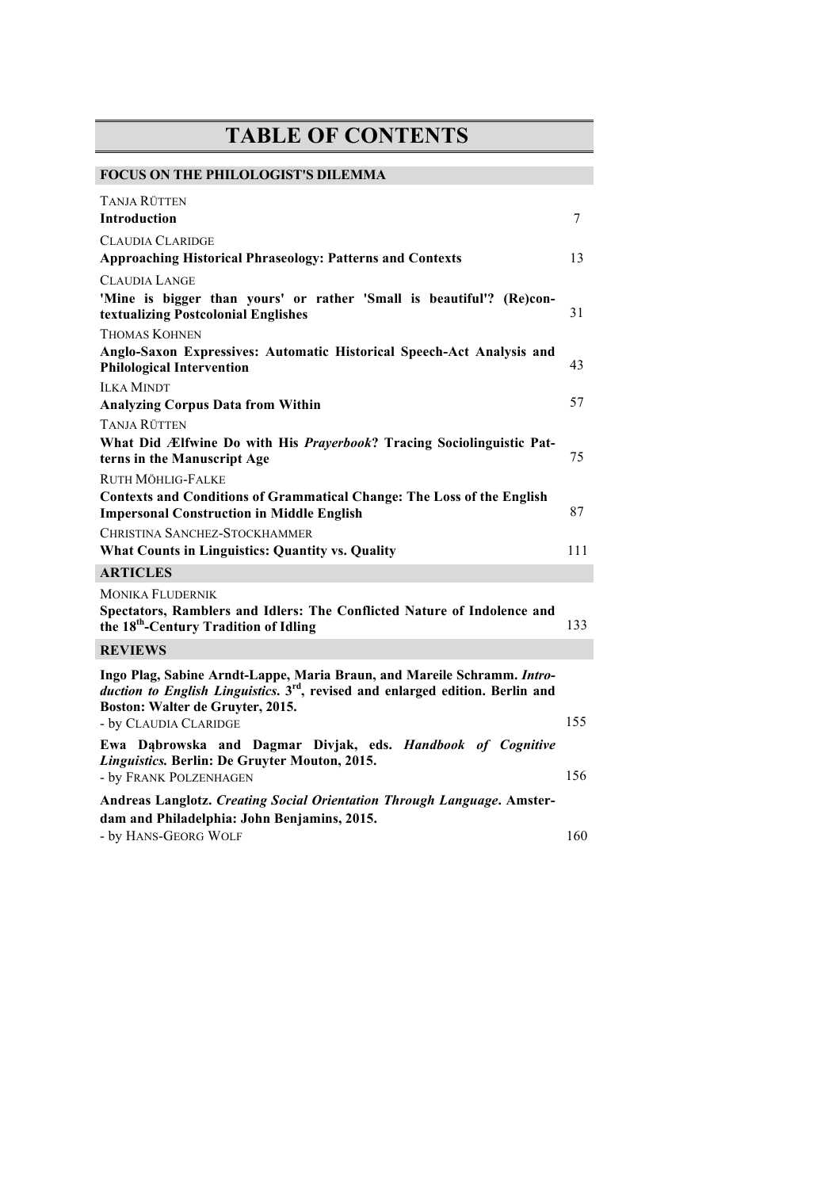# TABLE OF CONTENTS

## FOCUS ON THE PHILOLOGIST'S DILEMMA

TANJA RÜTTEN
**Introduction** 7

CLAUDIA CLARIDGE
**Approaching Historical Phraseology: Patterns and Contexts** 13

CLAUDIA LANGE
**'Mine is bigger than yours' or rather 'Small is beautiful'? (Re)contextualizing Postcolonial Englishes** 31

THOMAS KOHNEN
**Anglo-Saxon Expressives: Automatic Historical Speech-Act Analysis and Philological Intervention** 43

ILKA MINDT
**Analyzing Corpus Data from Within** 57

TANJA RÜTTEN
**What Did Ælfwine Do with His *Prayerbook*? Tracing Sociolinguistic Patterns in the Manuscript Age** 75

RUTH MÖHLIG-FALKE
**Contexts and Conditions of Grammatical Change: The Loss of the English Impersonal Construction in Middle English** 87

CHRISTINA SANCHEZ-STOCKHAMMER
**What Counts in Linguistics: Quantity vs. Quality** 111

## ARTICLES

MONIKA FLUDERNIK
**Spectators, Ramblers and Idlers: The Conflicted Nature of Indolence and the 18th-Century Tradition of Idling** 133

## REVIEWS

**Ingo Plag, Sabine Arndt-Lappe, Maria Braun, and Mareile Schramm. *Introduction to English Linguistics*. 3rd, revised and enlarged edition. Berlin and Boston: Walter de Gruyter, 2015.**
- by CLAUDIA CLARIDGE 155

**Ewa Dąbrowska and Dagmar Divjak, eds. *Handbook of Cognitive Linguistics*. Berlin: De Gruyter Mouton, 2015.**
- by FRANK POLZENHAGEN 156

**Andreas Langlotz. *Creating Social Orientation Through Language*. Amsterdam and Philadelphia: John Benjamins, 2015.**
- by HANS-GEORG WOLF 160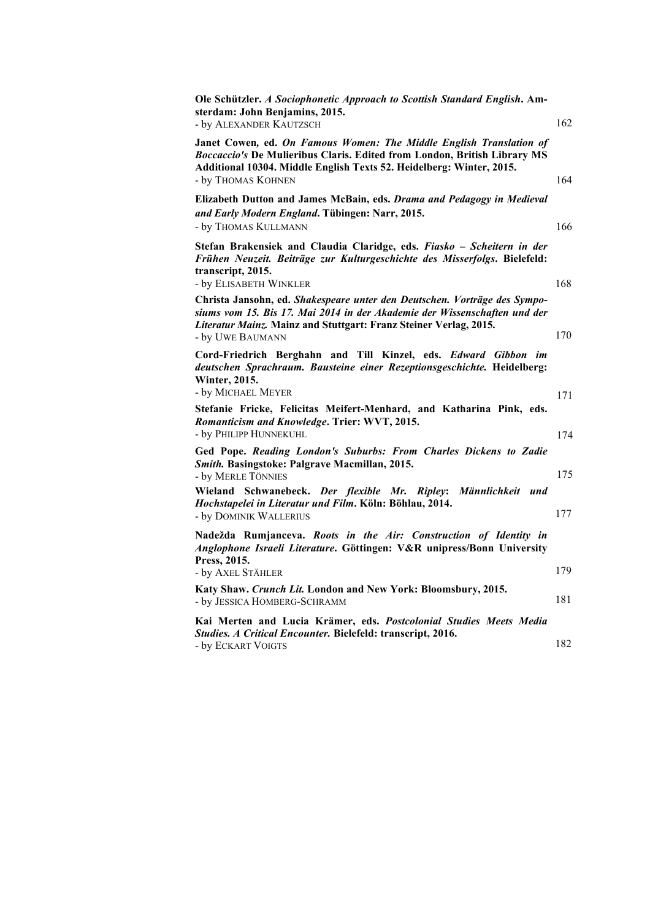**Ole Schützler.** ***A Sociophonetic Approach to Scottish Standard English*****. Amsterdam: John Benjamins, 2015.**
- by ALEXANDER KAUTZSCH — 162

**Janet Cowen, ed.** ***On Famous Women: The Middle English Translation of Boccaccio's*** **De Mulieribus Claris. Edited from London, British Library MS Additional 10304. Middle English Texts 52. Heidelberg: Winter, 2015.**
- by THOMAS KOHNEN — 164

**Elizabeth Dutton and James McBain, eds.** ***Drama and Pedagogy in Medieval and Early Modern England*****. Tübingen: Narr, 2015.**
- by THOMAS KULLMANN — 166

**Stefan Brakensiek and Claudia Claridge, eds.** ***Fiasko – Scheitern in der Frühen Neuzeit. Beiträge zur Kulturgeschichte des Misserfolgs*****. Bielefeld: transcript, 2015.**
- by ELISABETH WINKLER — 168

**Christa Jansohn, ed.** ***Shakespeare unter den Deutschen. Vorträge des Symposiums vom 15. Bis 17. Mai 2014 in der Akademie der Wissenschaften und der Literatur Mainz.*** **Mainz and Stuttgart: Franz Steiner Verlag, 2015.**
- by UWE BAUMANN — 170

**Cord-Friedrich Berghahn and Till Kinzel, eds.** ***Edward Gibbon im deutschen Sprachraum. Bausteine einer Rezeptionsgeschichte.*** **Heidelberg: Winter, 2015.**
- by MICHAEL MEYER — 171

**Stefanie Fricke, Felicitas Meifert-Menhard, and Katharina Pink, eds.** ***Romanticism and Knowledge*****. Trier: WVT, 2015.**
- by PHILIPP HUNNEKUHL — 174

**Ged Pope.** ***Reading London's Suburbs: From Charles Dickens to Zadie Smith.*** **Basingstoke: Palgrave Macmillan, 2015.**
- by MERLE TÖNNIES — 175

**Wieland Schwanebeck.** ***Der flexible Mr. Ripley*****:** ***Männlichkeit und Hochstapelei in Literatur und Film*****. Köln: Böhlau, 2014.**
- by DOMINIK WALLERIUS — 177

**Nadežda Rumjanceva.** ***Roots in the Air: Construction of Identity in Anglophone Israeli Literature*****. Göttingen: V&R unipress/Bonn University Press, 2015.**
- by AXEL STÄHLER — 179

**Katy Shaw.** ***Crunch Lit.*** **London and New York: Bloomsbury, 2015.**
- by JESSICA HOMBERG-SCHRAMM — 181

**Kai Merten and Lucia Krämer, eds.** ***Postcolonial Studies Meets Media Studies. A Critical Encounter.*** **Bielefeld: transcript, 2016.**
- by ECKART VOIGTS — 182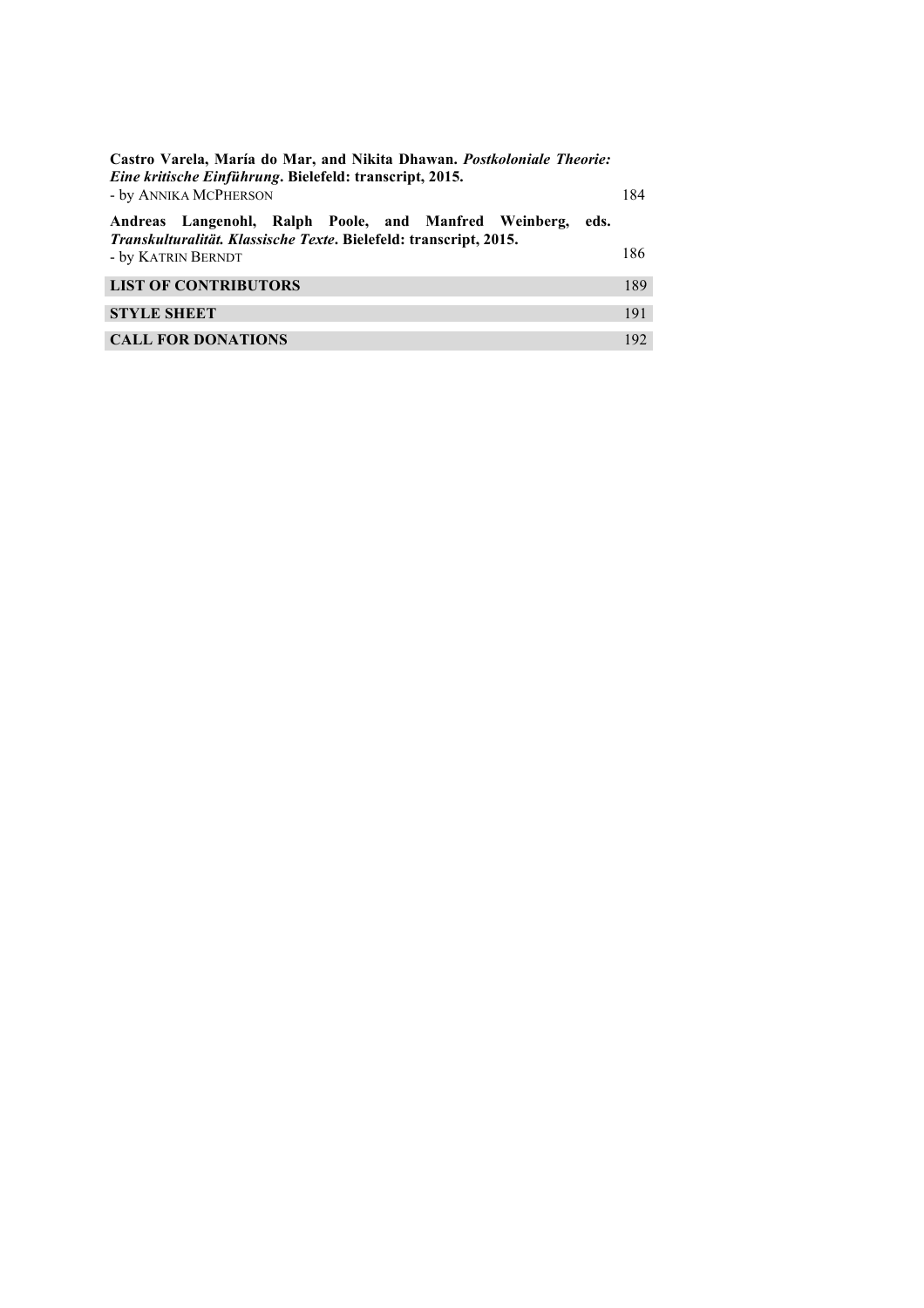**Castro Varela, María do Mar, and Nikita Dhawan. *Postkoloniale Theorie: Eine kritische Einführung*. Bielefeld: transcript, 2015.**
- by ANNIKA MCPHERSON 184

**Andreas Langenohl, Ralph Poole, and Manfred Weinberg, eds. *Transkulturalität. Klassische Texte*. Bielefeld: transcript, 2015.**
- by KATRIN BERNDT 186

**LIST OF CONTRIBUTORS** 189

**STYLE SHEET** 191

**CALL FOR DONATIONS** 192